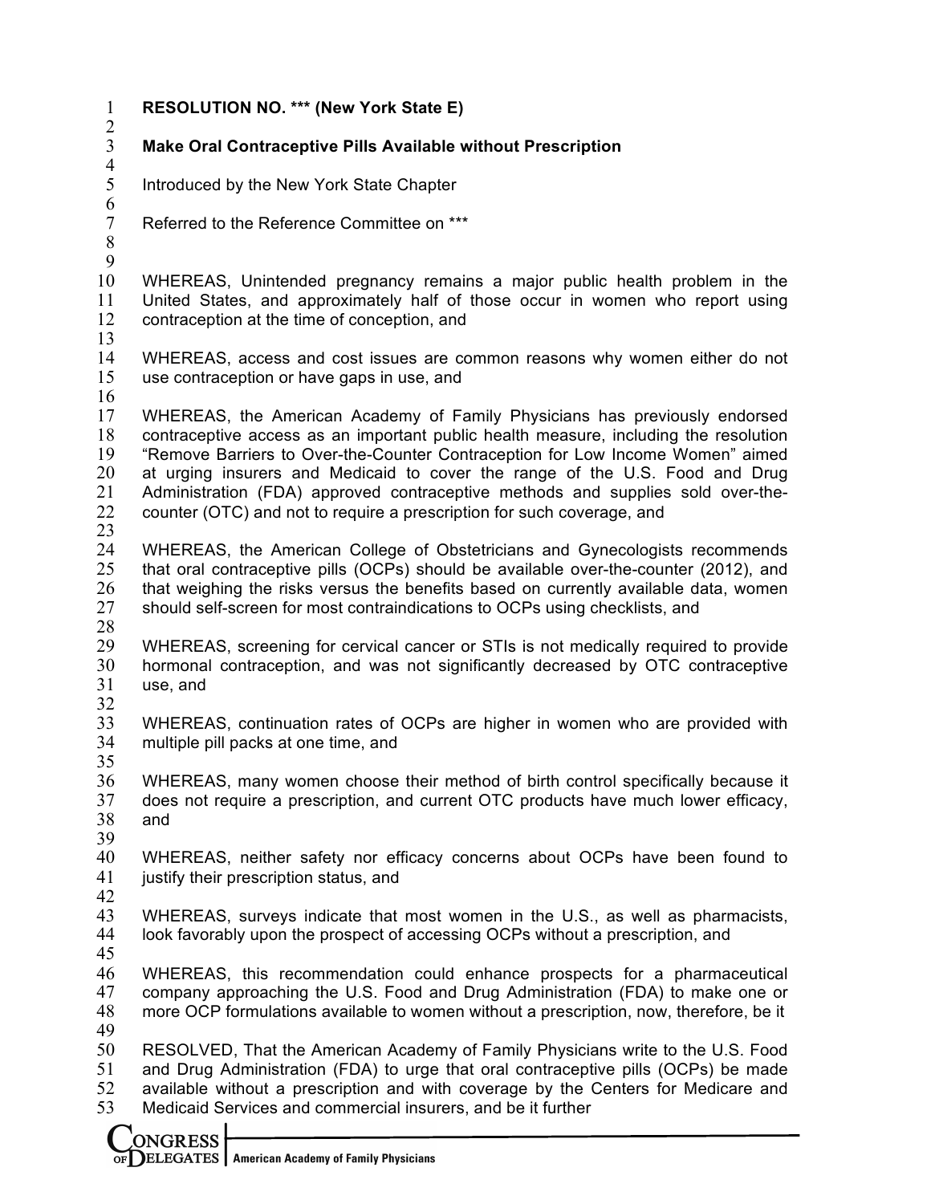**RESOLUTION NO. *** (New York State E)**

**Make Oral Contraceptive Pills Available without Prescription**

Introduced by the New York State Chapter

Referred to the Reference Committee on ***

WHEREAS, Unintended pregnancy remains a major public health problem in the United States, and approximately half of those occur in women who report using contraception at the time of conception, and

WHEREAS, access and cost issues are common reasons why women either do not use contraception or have gaps in use, and

WHEREAS, the American Academy of Family Physicians has previously endorsed contraceptive access as an important public health measure, including the resolution "Remove Barriers to Over-the-Counter Contraception for Low Income Women" aimed at urging insurers and Medicaid to cover the range of the U.S. Food and Drug Administration (FDA) approved contraceptive methods and supplies sold over-the-counter (OTC) and not to require a prescription for such coverage, and

WHEREAS, the American College of Obstetricians and Gynecologists recommends that oral contraceptive pills (OCPs) should be available over-the-counter (2012), and that weighing the risks versus the benefits based on currently available data, women should self-screen for most contraindications to OCPs using checklists, and

WHEREAS, screening for cervical cancer or STIs is not medically required to provide hormonal contraception, and was not significantly decreased by OTC contraceptive use, and

WHEREAS, continuation rates of OCPs are higher in women who are provided with multiple pill packs at one time, and

WHEREAS, many women choose their method of birth control specifically because it does not require a prescription, and current OTC products have much lower efficacy, and

WHEREAS, neither safety nor efficacy concerns about OCPs have been found to justify their prescription status, and

WHEREAS, surveys indicate that most women in the U.S., as well as pharmacists, look favorably upon the prospect of accessing OCPs without a prescription, and

WHEREAS, this recommendation could enhance prospects for a pharmaceutical company approaching the U.S. Food and Drug Administration (FDA) to make one or more OCP formulations available to women without a prescription, now, therefore, be it

RESOLVED, That the American Academy of Family Physicians write to the U.S. Food and Drug Administration (FDA) to urge that oral contraceptive pills (OCPs) be made available without a prescription and with coverage by the Centers for Medicare and Medicaid Services and commercial insurers, and be it further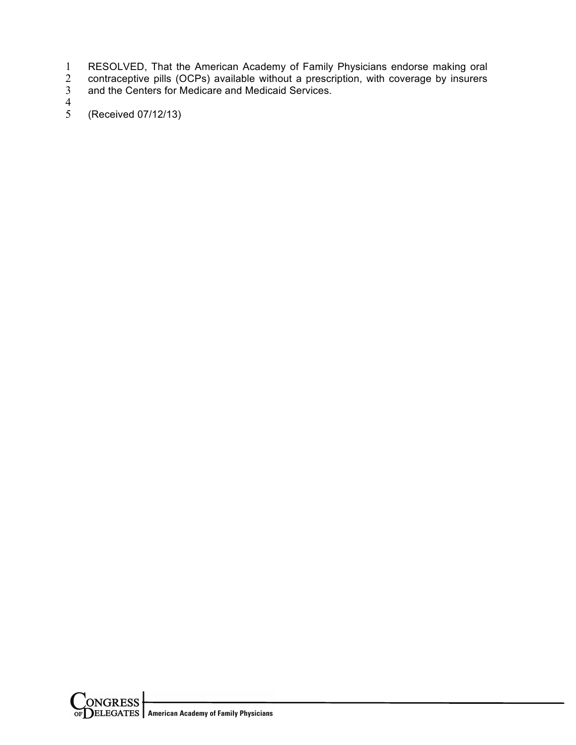RESOLVED, That the American Academy of Family Physicians endorse making oral contraceptive pills (OCPs) available without a prescription, with coverage by insurers and the Centers for Medicare and Medicaid Services.

(Received 07/12/13)